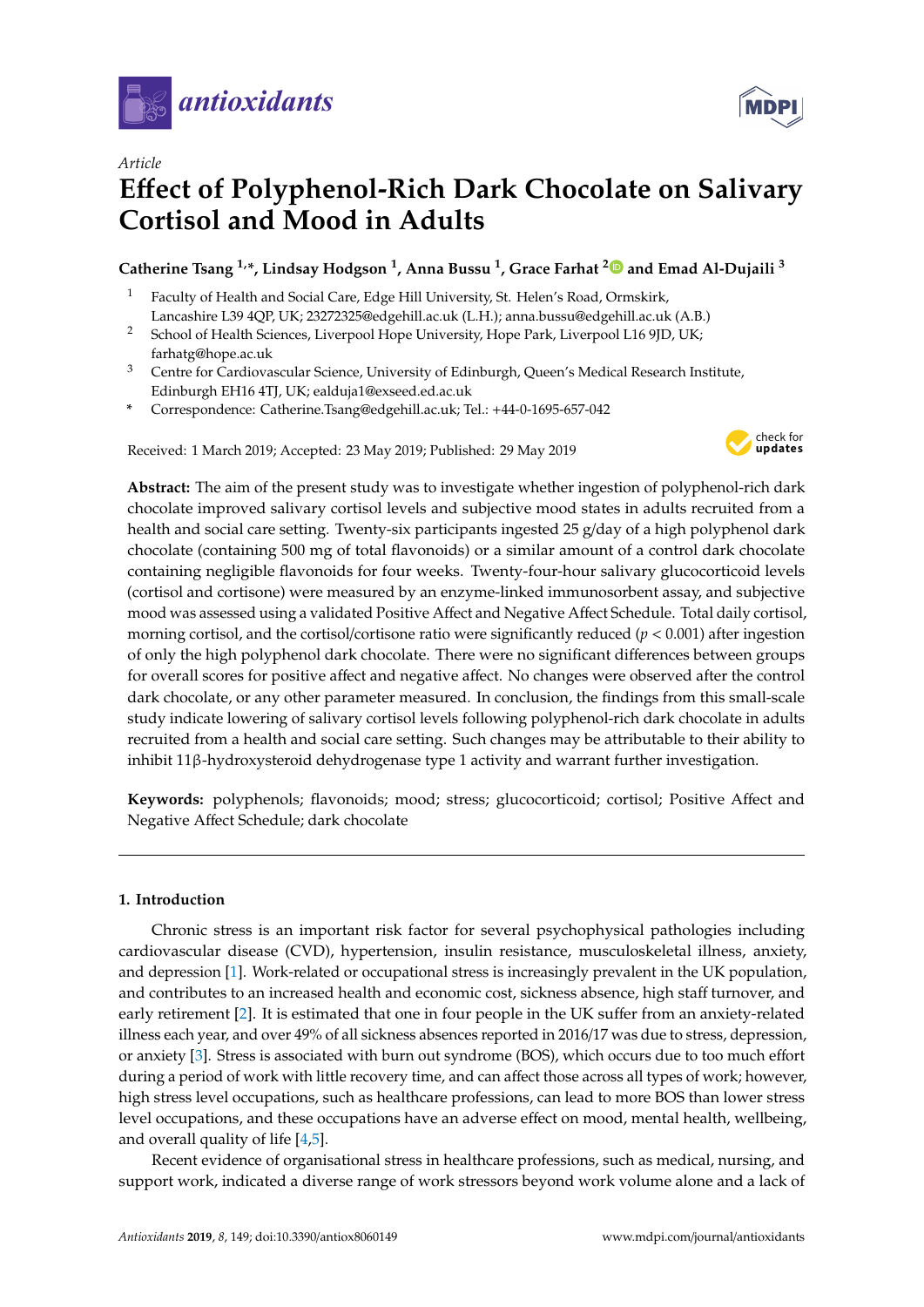*Article*

# Effect of Polyphenol-Rich Dark Chocolate on Salivary Cortisol and Mood in Adults

**Catherine Tsang [1,*], Lindsay Hodgson [1], Anna Bussu [1], Grace Farhat [2] and Emad Al-Dujaili [3]**

[1] Faculty of Health and Social Care, Edge Hill University, St. Helen's Road, Ormskirk, Lancashire L39 4QP, UK; 23272325@edgehill.ac.uk (L.H.); anna.bussu@edgehill.ac.uk (A.B.)

[2] School of Health Sciences, Liverpool Hope University, Hope Park, Liverpool L16 9JD, UK; farhatg@hope.ac.uk

[3] Centre for Cardiovascular Science, University of Edinburgh, Queen's Medical Research Institute, Edinburgh EH16 4TJ, UK; ealduja1@exseed.ed.ac.uk

\* Correspondence: Catherine.Tsang@edgehill.ac.uk; Tel.: +44-0-1695-657-042

Received: 1 March 2019; Accepted: 23 May 2019; Published: 29 May 2019

**Abstract:** The aim of the present study was to investigate whether ingestion of polyphenol-rich dark chocolate improved salivary cortisol levels and subjective mood states in adults recruited from a health and social care setting. Twenty-six participants ingested 25 g/day of a high polyphenol dark chocolate (containing 500 mg of total flavonoids) or a similar amount of a control dark chocolate containing negligible flavonoids for four weeks. Twenty-four-hour salivary glucocorticoid levels (cortisol and cortisone) were measured by an enzyme-linked immunosorbent assay, and subjective mood was assessed using a validated Positive Affect and Negative Affect Schedule. Total daily cortisol, morning cortisol, and the cortisol/cortisone ratio were significantly reduced ($p < 0.001$) after ingestion of only the high polyphenol dark chocolate. There were no significant differences between groups for overall scores for positive affect and negative affect. No changes were observed after the control dark chocolate, or any other parameter measured. In conclusion, the findings from this small-scale study indicate lowering of salivary cortisol levels following polyphenol-rich dark chocolate in adults recruited from a health and social care setting. Such changes may be attributable to their ability to inhibit 11β-hydroxysteroid dehydrogenase type 1 activity and warrant further investigation.

**Keywords:** polyphenols; flavonoids; mood; stress; glucocorticoid; cortisol; Positive Affect and Negative Affect Schedule; dark chocolate

## 1. Introduction

Chronic stress is an important risk factor for several psychophysical pathologies including cardiovascular disease (CVD), hypertension, insulin resistance, musculoskeletal illness, anxiety, and depression [1]. Work-related or occupational stress is increasingly prevalent in the UK population, and contributes to an increased health and economic cost, sickness absence, high staff turnover, and early retirement [2]. It is estimated that one in four people in the UK suffer from an anxiety-related illness each year, and over 49% of all sickness absences reported in 2016/17 was due to stress, depression, or anxiety [3]. Stress is associated with burn out syndrome (BOS), which occurs due to too much effort during a period of work with little recovery time, and can affect those across all types of work; however, high stress level occupations, such as healthcare professions, can lead to more BOS than lower stress level occupations, and these occupations have an adverse effect on mood, mental health, wellbeing, and overall quality of life [4,5].

Recent evidence of organisational stress in healthcare professions, such as medical, nursing, and support work, indicated a diverse range of work stressors beyond work volume alone and a lack of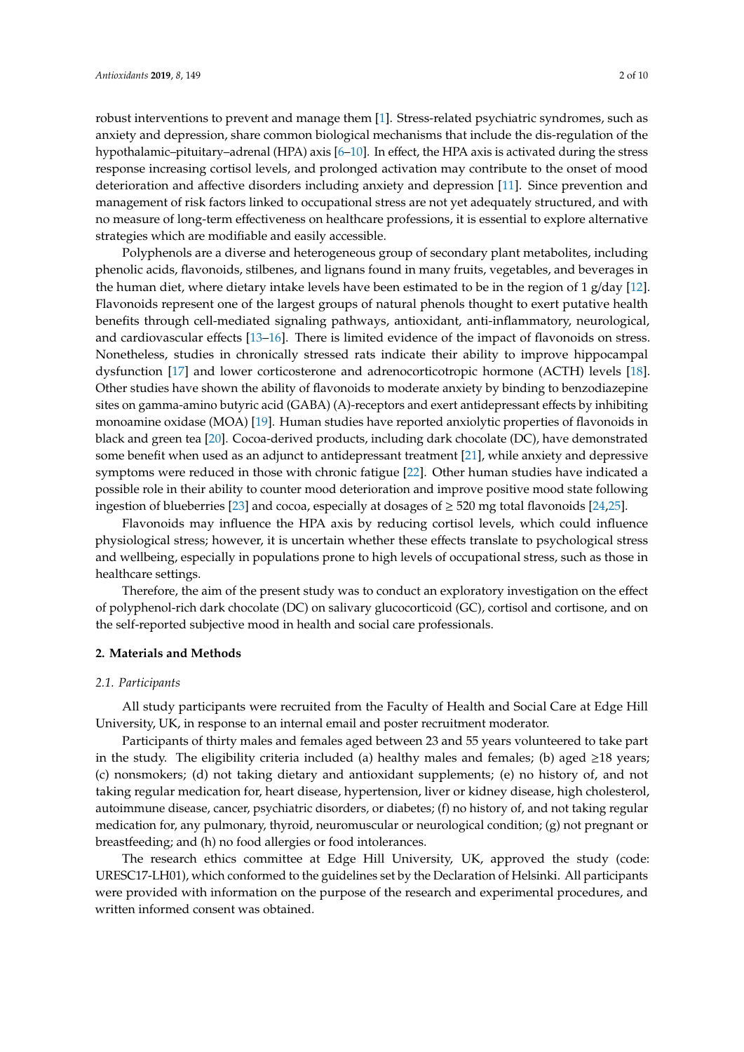robust interventions to prevent and manage them [1]. Stress-related psychiatric syndromes, such as anxiety and depression, share common biological mechanisms that include the dis-regulation of the hypothalamic–pituitary–adrenal (HPA) axis [6–10]. In effect, the HPA axis is activated during the stress response increasing cortisol levels, and prolonged activation may contribute to the onset of mood deterioration and affective disorders including anxiety and depression [11]. Since prevention and management of risk factors linked to occupational stress are not yet adequately structured, and with no measure of long-term effectiveness on healthcare professions, it is essential to explore alternative strategies which are modifiable and easily accessible.

Polyphenols are a diverse and heterogeneous group of secondary plant metabolites, including phenolic acids, flavonoids, stilbenes, and lignans found in many fruits, vegetables, and beverages in the human diet, where dietary intake levels have been estimated to be in the region of 1 g/day [12]. Flavonoids represent one of the largest groups of natural phenols thought to exert putative health benefits through cell-mediated signaling pathways, antioxidant, anti-inflammatory, neurological, and cardiovascular effects [13–16]. There is limited evidence of the impact of flavonoids on stress. Nonetheless, studies in chronically stressed rats indicate their ability to improve hippocampal dysfunction [17] and lower corticosterone and adrenocorticotropic hormone (ACTH) levels [18]. Other studies have shown the ability of flavonoids to moderate anxiety by binding to benzodiazepine sites on gamma-amino butyric acid (GABA) (A)-receptors and exert antidepressant effects by inhibiting monoamine oxidase (MOA) [19]. Human studies have reported anxiolytic properties of flavonoids in black and green tea [20]. Cocoa-derived products, including dark chocolate (DC), have demonstrated some benefit when used as an adjunct to antidepressant treatment [21], while anxiety and depressive symptoms were reduced in those with chronic fatigue [22]. Other human studies have indicated a possible role in their ability to counter mood deterioration and improve positive mood state following ingestion of blueberries [23] and cocoa, especially at dosages of $\geq$ 520 mg total flavonoids [24,25].

Flavonoids may influence the HPA axis by reducing cortisol levels, which could influence physiological stress; however, it is uncertain whether these effects translate to psychological stress and wellbeing, especially in populations prone to high levels of occupational stress, such as those in healthcare settings.

Therefore, the aim of the present study was to conduct an exploratory investigation on the effect of polyphenol-rich dark chocolate (DC) on salivary glucocorticoid (GC), cortisol and cortisone, and on the self-reported subjective mood in health and social care professionals.

## 2. Materials and Methods

### *2.1. Participants*

All study participants were recruited from the Faculty of Health and Social Care at Edge Hill University, UK, in response to an internal email and poster recruitment moderator.

Participants of thirty males and females aged between 23 and 55 years volunteered to take part in the study. The eligibility criteria included (a) healthy males and females; (b) aged $\geq$18 years; (c) nonsmokers; (d) not taking dietary and antioxidant supplements; (e) no history of, and not taking regular medication for, heart disease, hypertension, liver or kidney disease, high cholesterol, autoimmune disease, cancer, psychiatric disorders, or diabetes; (f) no history of, and not taking regular medication for, any pulmonary, thyroid, neuromuscular or neurological condition; (g) not pregnant or breastfeeding; and (h) no food allergies or food intolerances.

The research ethics committee at Edge Hill University, UK, approved the study (code: URESC17-LH01), which conformed to the guidelines set by the Declaration of Helsinki. All participants were provided with information on the purpose of the research and experimental procedures, and written informed consent was obtained.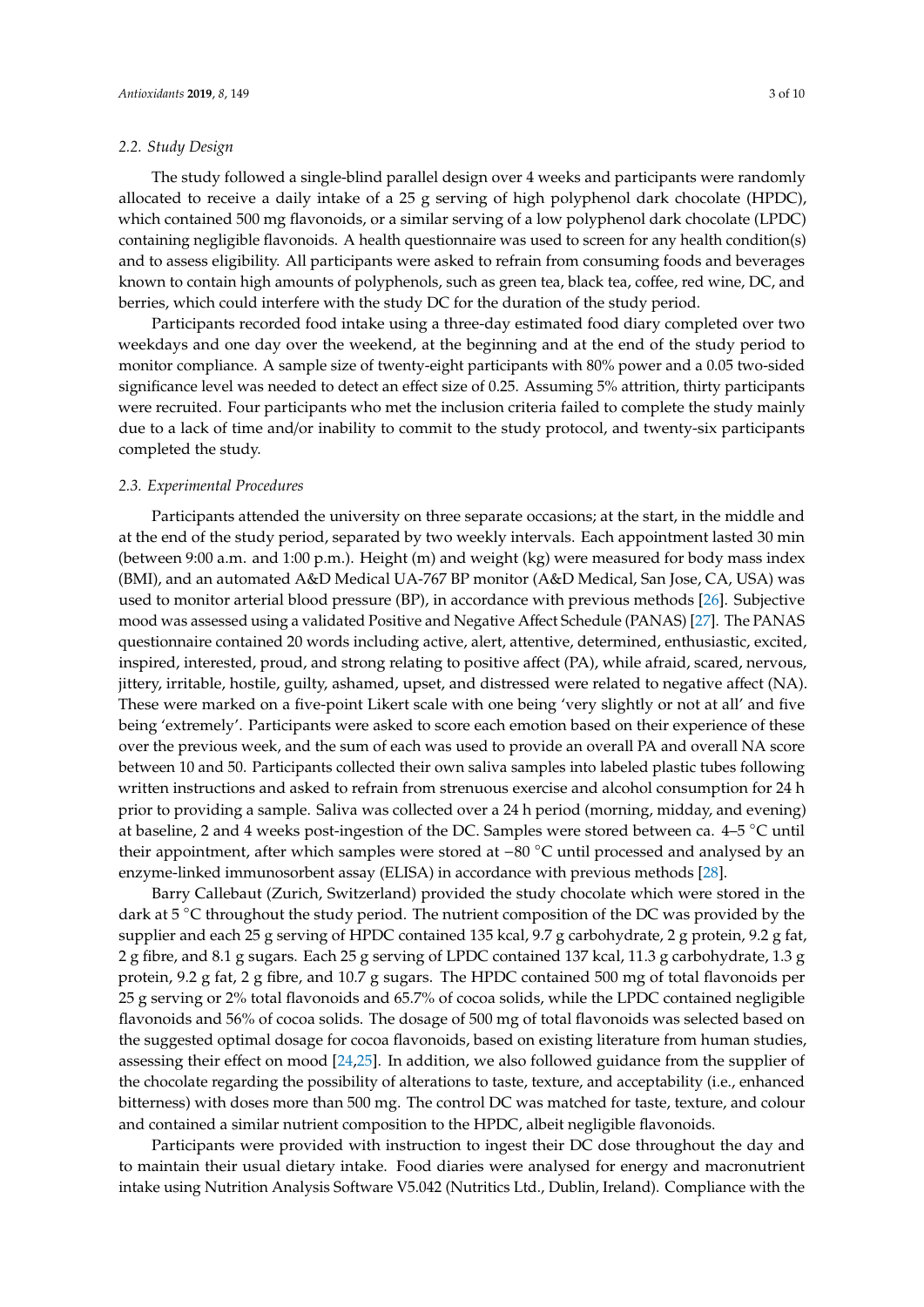### 2.2. Study Design

The study followed a single-blind parallel design over 4 weeks and participants were randomly allocated to receive a daily intake of a 25 g serving of high polyphenol dark chocolate (HPDC), which contained 500 mg flavonoids, or a similar serving of a low polyphenol dark chocolate (LPDC) containing negligible flavonoids. A health questionnaire was used to screen for any health condition(s) and to assess eligibility. All participants were asked to refrain from consuming foods and beverages known to contain high amounts of polyphenols, such as green tea, black tea, coffee, red wine, DC, and berries, which could interfere with the study DC for the duration of the study period.

Participants recorded food intake using a three-day estimated food diary completed over two weekdays and one day over the weekend, at the beginning and at the end of the study period to monitor compliance. A sample size of twenty-eight participants with 80% power and a 0.05 two-sided significance level was needed to detect an effect size of 0.25. Assuming 5% attrition, thirty participants were recruited. Four participants who met the inclusion criteria failed to complete the study mainly due to a lack of time and/or inability to commit to the study protocol, and twenty-six participants completed the study.

### 2.3. Experimental Procedures

Participants attended the university on three separate occasions; at the start, in the middle and at the end of the study period, separated by two weekly intervals. Each appointment lasted 30 min (between 9:00 a.m. and 1:00 p.m.). Height (m) and weight (kg) were measured for body mass index (BMI), and an automated A&D Medical UA-767 BP monitor (A&D Medical, San Jose, CA, USA) was used to monitor arterial blood pressure (BP), in accordance with previous methods [26]. Subjective mood was assessed using a validated Positive and Negative Affect Schedule (PANAS) [27]. The PANAS questionnaire contained 20 words including active, alert, attentive, determined, enthusiastic, excited, inspired, interested, proud, and strong relating to positive affect (PA), while afraid, scared, nervous, jittery, irritable, hostile, guilty, ashamed, upset, and distressed were related to negative affect (NA). These were marked on a five-point Likert scale with one being 'very slightly or not at all' and five being 'extremely'. Participants were asked to score each emotion based on their experience of these over the previous week, and the sum of each was used to provide an overall PA and overall NA score between 10 and 50. Participants collected their own saliva samples into labeled plastic tubes following written instructions and asked to refrain from strenuous exercise and alcohol consumption for 24 h prior to providing a sample. Saliva was collected over a 24 h period (morning, midday, and evening) at baseline, 2 and 4 weeks post-ingestion of the DC. Samples were stored between ca. 4–5 °C until their appointment, after which samples were stored at −80 °C until processed and analysed by an enzyme-linked immunosorbent assay (ELISA) in accordance with previous methods [28].

Barry Callebaut (Zurich, Switzerland) provided the study chocolate which were stored in the dark at 5 °C throughout the study period. The nutrient composition of the DC was provided by the supplier and each 25 g serving of HPDC contained 135 kcal, 9.7 g carbohydrate, 2 g protein, 9.2 g fat, 2 g fibre, and 8.1 g sugars. Each 25 g serving of LPDC contained 137 kcal, 11.3 g carbohydrate, 1.3 g protein, 9.2 g fat, 2 g fibre, and 10.7 g sugars. The HPDC contained 500 mg of total flavonoids per 25 g serving or 2% total flavonoids and 65.7% of cocoa solids, while the LPDC contained negligible flavonoids and 56% of cocoa solids. The dosage of 500 mg of total flavonoids was selected based on the suggested optimal dosage for cocoa flavonoids, based on existing literature from human studies, assessing their effect on mood [24,25]. In addition, we also followed guidance from the supplier of the chocolate regarding the possibility of alterations to taste, texture, and acceptability (i.e., enhanced bitterness) with doses more than 500 mg. The control DC was matched for taste, texture, and colour and contained a similar nutrient composition to the HPDC, albeit negligible flavonoids.

Participants were provided with instruction to ingest their DC dose throughout the day and to maintain their usual dietary intake. Food diaries were analysed for energy and macronutrient intake using Nutrition Analysis Software V5.042 (Nutritics Ltd., Dublin, Ireland). Compliance with the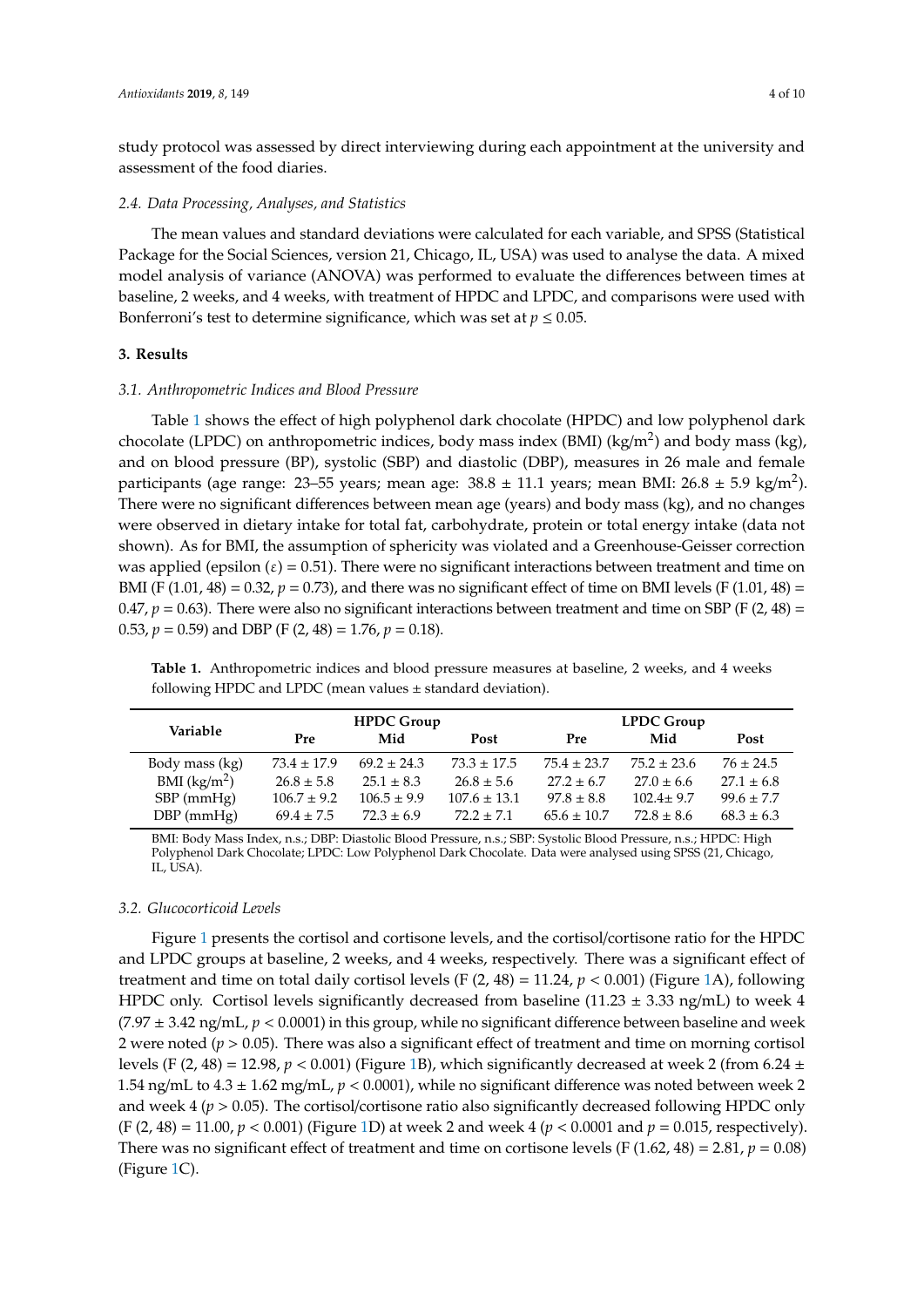study protocol was assessed by direct interviewing during each appointment at the university and assessment of the food diaries.

### 2.4. Data Processing, Analyses, and Statistics

The mean values and standard deviations were calculated for each variable, and SPSS (Statistical Package for the Social Sciences, version 21, Chicago, IL, USA) was used to analyse the data. A mixed model analysis of variance (ANOVA) was performed to evaluate the differences between times at baseline, 2 weeks, and 4 weeks, with treatment of HPDC and LPDC, and comparisons were used with Bonferroni's test to determine significance, which was set at $p \leq 0.05$.

## 3. Results

### 3.1. Anthropometric Indices and Blood Pressure

Table 1 shows the effect of high polyphenol dark chocolate (HPDC) and low polyphenol dark chocolate (LPDC) on anthropometric indices, body mass index (BMI) (kg/m$^2$) and body mass (kg), and on blood pressure (BP), systolic (SBP) and diastolic (DBP), measures in 26 male and female participants (age range: 23–55 years; mean age: 38.8 ± 11.1 years; mean BMI: 26.8 ± 5.9 kg/m$^2$). There were no significant differences between mean age (years) and body mass (kg), and no changes were observed in dietary intake for total fat, carbohydrate, protein or total energy intake (data not shown). As for BMI, the assumption of sphericity was violated and a Greenhouse-Geisser correction was applied (epsilon ($\varepsilon$) = 0.51). There were no significant interactions between treatment and time on BMI (F (1.01, 48) = 0.32, $p = 0.73$), and there was no significant effect of time on BMI levels (F (1.01, 48) = 0.47, $p = 0.63$). There were also no significant interactions between treatment and time on SBP (F (2, 48) = 0.53, $p = 0.59$) and DBP (F (2, 48) = 1.76, $p = 0.18$).

**Table 1.** Anthropometric indices and blood pressure measures at baseline, 2 weeks, and 4 weeks following HPDC and LPDC (mean values ± standard deviation).

| Variable | HPDC Group | | | LPDC Group | | |
|---|---|---|---|---|---|---|
| | Pre | Mid | Post | Pre | Mid | Post |
| Body mass (kg) | 73.4 ± 17.9 | 69.2 ± 24.3 | 73.3 ± 17.5 | 75.4 ± 23.7 | 75.2 ± 23.6 | 76 ± 24.5 |
| BMI (kg/m$^2$) | 26.8 ± 5.8 | 25.1 ± 8.3 | 26.8 ± 5.6 | 27.2 ± 6.7 | 27.0 ± 6.6 | 27.1 ± 6.8 |
| SBP (mmHg) | 106.7 ± 9.2 | 106.5 ± 9.9 | 107.6 ± 13.1 | 97.8 ± 8.8 | 102.4± 9.7 | 99.6 ± 7.7 |
| DBP (mmHg) | 69.4 ± 7.5 | 72.3 ± 6.9 | 72.2 ± 7.1 | 65.6 ± 10.7 | 72.8 ± 8.6 | 68.3 ± 6.3 |

BMI: Body Mass Index, n.s.; DBP: Diastolic Blood Pressure, n.s.; SBP: Systolic Blood Pressure, n.s.; HPDC: High Polyphenol Dark Chocolate; LPDC: Low Polyphenol Dark Chocolate. Data were analysed using SPSS (21, Chicago, IL, USA).

### 3.2. Glucocorticoid Levels

Figure 1 presents the cortisol and cortisone levels, and the cortisol/cortisone ratio for the HPDC and LPDC groups at baseline, 2 weeks, and 4 weeks, respectively. There was a significant effect of treatment and time on total daily cortisol levels (F (2, 48) = 11.24, $p < 0.001$) (Figure 1A), following HPDC only. Cortisol levels significantly decreased from baseline (11.23 ± 3.33 ng/mL) to week 4 (7.97 ± 3.42 ng/mL, $p < 0.0001$) in this group, while no significant difference between baseline and week 2 were noted ($p > 0.05$). There was also a significant effect of treatment and time on morning cortisol levels (F (2, 48) = 12.98, $p < 0.001$) (Figure 1B), which significantly decreased at week 2 (from 6.24 ± 1.54 ng/mL to 4.3 ± 1.62 mg/mL, $p < 0.0001$), while no significant difference was noted between week 2 and week 4 ($p > 0.05$). The cortisol/cortisone ratio also significantly decreased following HPDC only (F (2, 48) = 11.00, $p < 0.001$) (Figure 1D) at week 2 and week 4 ($p < 0.0001$ and $p = 0.015$, respectively). There was no significant effect of treatment and time on cortisone levels (F (1.62, 48) = 2.81, $p = 0.08$) (Figure 1C).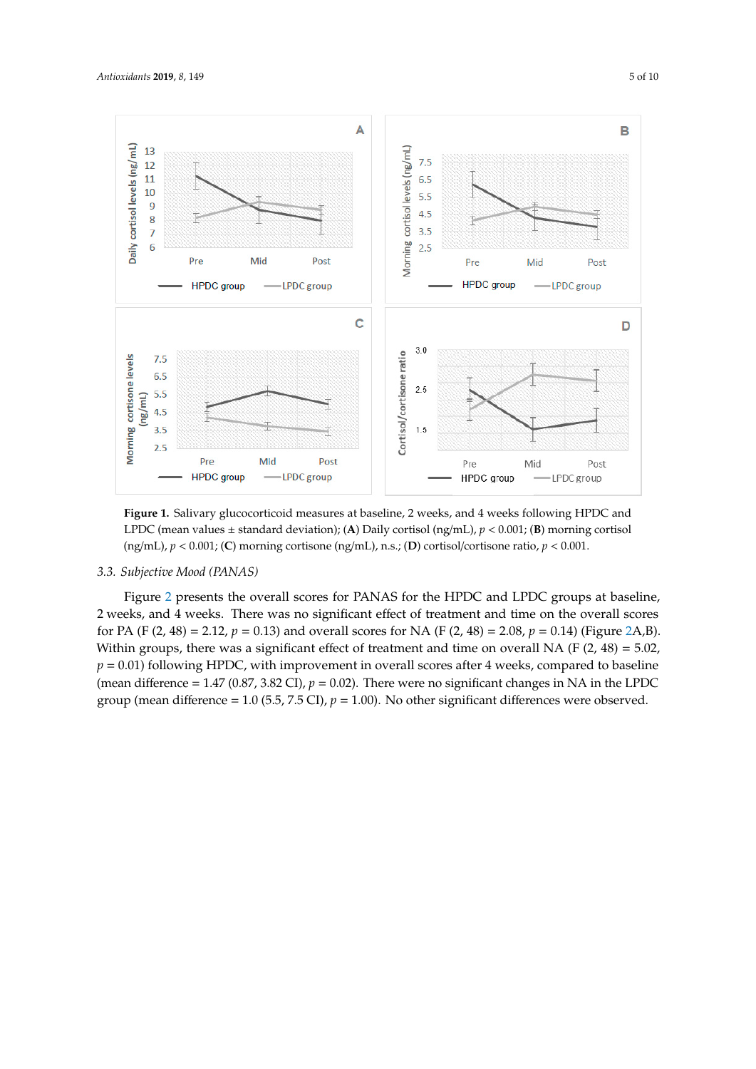**Figure 1.** Salivary glucocorticoid measures at baseline, 2 weeks, and 4 weeks following HPDC and LPDC (mean values ± standard deviation); (**A**) Daily cortisol (ng/mL), $p < 0.001$; (**B**) morning cortisol (ng/mL), $p < 0.001$; (**C**) morning cortisone (ng/mL), n.s.; (**D**) cortisol/cortisone ratio, $p < 0.001$.

### 3.3. Subjective Mood (PANAS)

Figure 2 presents the overall scores for PANAS for the HPDC and LPDC groups at baseline, 2 weeks, and 4 weeks. There was no significant effect of treatment and time on the overall scores for PA (F (2, 48) = 2.12, $p = 0.13$) and overall scores for NA (F (2, 48) = 2.08, $p = 0.14$) (Figure 2A,B). Within groups, there was a significant effect of treatment and time on overall NA (F (2, 48) = 5.02, $p = 0.01$) following HPDC, with improvement in overall scores after 4 weeks, compared to baseline (mean difference = 1.47 (0.87, 3.82 CI), $p = 0.02$). There were no significant changes in NA in the LPDC group (mean difference = 1.0 (5.5, 7.5 CI), $p = 1.00$). No other significant differences were observed.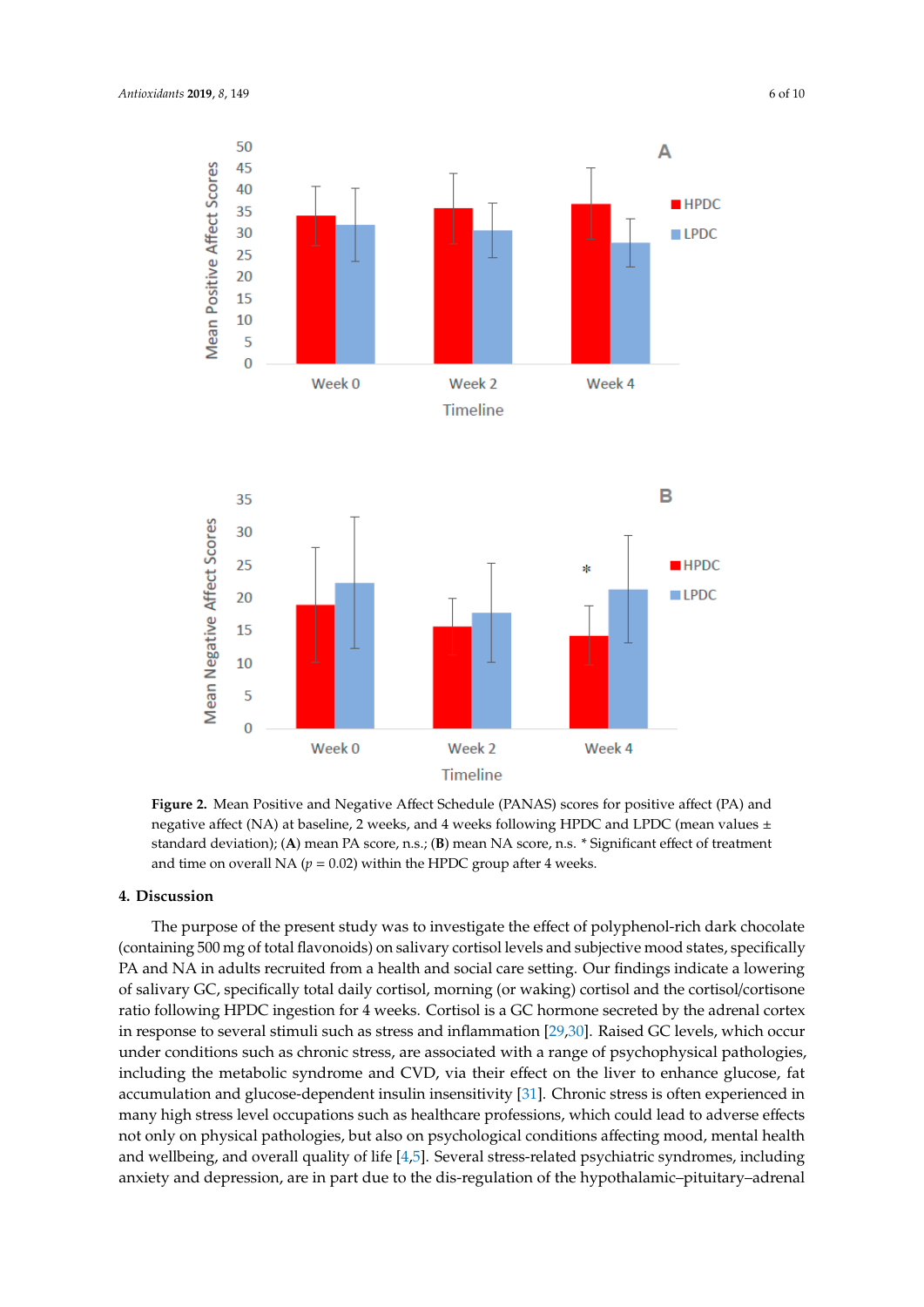**Figure 2.** Mean Positive and Negative Affect Schedule (PANAS) scores for positive affect (PA) and negative affect (NA) at baseline, 2 weeks, and 4 weeks following HPDC and LPDC (mean values ± standard deviation); (**A**) mean PA score, n.s.; (**B**) mean NA score, n.s. * Significant effect of treatment and time on overall NA ($p$ = 0.02) within the HPDC group after 4 weeks.

## 4. Discussion

The purpose of the present study was to investigate the effect of polyphenol-rich dark chocolate (containing 500 mg of total flavonoids) on salivary cortisol levels and subjective mood states, specifically PA and NA in adults recruited from a health and social care setting. Our findings indicate a lowering of salivary GC, specifically total daily cortisol, morning (or waking) cortisol and the cortisol/cortisone ratio following HPDC ingestion for 4 weeks. Cortisol is a GC hormone secreted by the adrenal cortex in response to several stimuli such as stress and inflammation [29,30]. Raised GC levels, which occur under conditions such as chronic stress, are associated with a range of psychophysical pathologies, including the metabolic syndrome and CVD, via their effect on the liver to enhance glucose, fat accumulation and glucose-dependent insulin insensitivity [31]. Chronic stress is often experienced in many high stress level occupations such as healthcare professions, which could lead to adverse effects not only on physical pathologies, but also on psychological conditions affecting mood, mental health and wellbeing, and overall quality of life [4,5]. Several stress-related psychiatric syndromes, including anxiety and depression, are in part due to the dis-regulation of the hypothalamic–pituitary–adrenal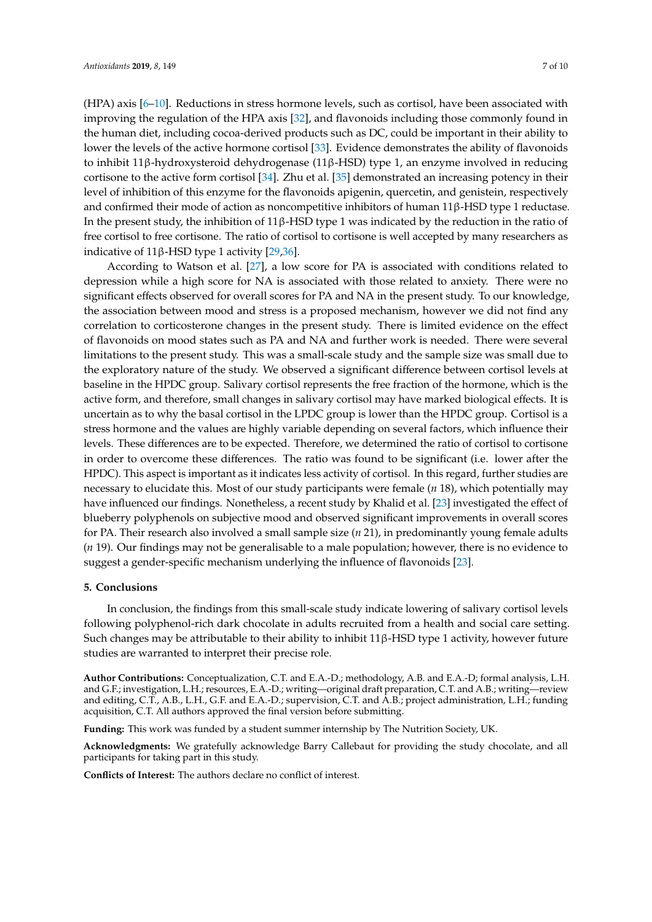(HPA) axis [6–10]. Reductions in stress hormone levels, such as cortisol, have been associated with improving the regulation of the HPA axis [32], and flavonoids including those commonly found in the human diet, including cocoa-derived products such as DC, could be important in their ability to lower the levels of the active hormone cortisol [33]. Evidence demonstrates the ability of flavonoids to inhibit 11β-hydroxysteroid dehydrogenase (11β-HSD) type 1, an enzyme involved in reducing cortisone to the active form cortisol [34]. Zhu et al. [35] demonstrated an increasing potency in their level of inhibition of this enzyme for the flavonoids apigenin, quercetin, and genistein, respectively and confirmed their mode of action as noncompetitive inhibitors of human 11β-HSD type 1 reductase. In the present study, the inhibition of 11β-HSD type 1 was indicated by the reduction in the ratio of free cortisol to free cortisone. The ratio of cortisol to cortisone is well accepted by many researchers as indicative of 11β-HSD type 1 activity [29,36].

According to Watson et al. [27], a low score for PA is associated with conditions related to depression while a high score for NA is associated with those related to anxiety. There were no significant effects observed for overall scores for PA and NA in the present study. To our knowledge, the association between mood and stress is a proposed mechanism, however we did not find any correlation to corticosterone changes in the present study. There is limited evidence on the effect of flavonoids on mood states such as PA and NA and further work is needed. There were several limitations to the present study. This was a small-scale study and the sample size was small due to the exploratory nature of the study. We observed a significant difference between cortisol levels at baseline in the HPDC group. Salivary cortisol represents the free fraction of the hormone, which is the active form, and therefore, small changes in salivary cortisol may have marked biological effects. It is uncertain as to why the basal cortisol in the LPDC group is lower than the HPDC group. Cortisol is a stress hormone and the values are highly variable depending on several factors, which influence their levels. These differences are to be expected. Therefore, we determined the ratio of cortisol to cortisone in order to overcome these differences. The ratio was found to be significant (i.e. lower after the HPDC). This aspect is important as it indicates less activity of cortisol. In this regard, further studies are necessary to elucidate this. Most of our study participants were female (*n* 18), which potentially may have influenced our findings. Nonetheless, a recent study by Khalid et al. [23] investigated the effect of blueberry polyphenols on subjective mood and observed significant improvements in overall scores for PA. Their research also involved a small sample size (*n* 21), in predominantly young female adults (*n* 19). Our findings may not be generalisable to a male population; however, there is no evidence to suggest a gender-specific mechanism underlying the influence of flavonoids [23].

## 5. Conclusions

In conclusion, the findings from this small-scale study indicate lowering of salivary cortisol levels following polyphenol-rich dark chocolate in adults recruited from a health and social care setting. Such changes may be attributable to their ability to inhibit 11β-HSD type 1 activity, however future studies are warranted to interpret their precise role.

**Author Contributions:** Conceptualization, C.T. and E.A.-D.; methodology, A.B. and E.A.-D; formal analysis, L.H. and G.F.; investigation, L.H.; resources, E.A.-D.; writing—original draft preparation, C.T. and A.B.; writing—review and editing, C.T., A.B., L.H., G.F. and E.A.-D.; supervision, C.T. and A.B.; project administration, L.H.; funding acquisition, C.T. All authors approved the final version before submitting.

**Funding:** This work was funded by a student summer internship by The Nutrition Society, UK.

**Acknowledgments:** We gratefully acknowledge Barry Callebaut for providing the study chocolate, and all participants for taking part in this study.

**Conflicts of Interest:** The authors declare no conflict of interest.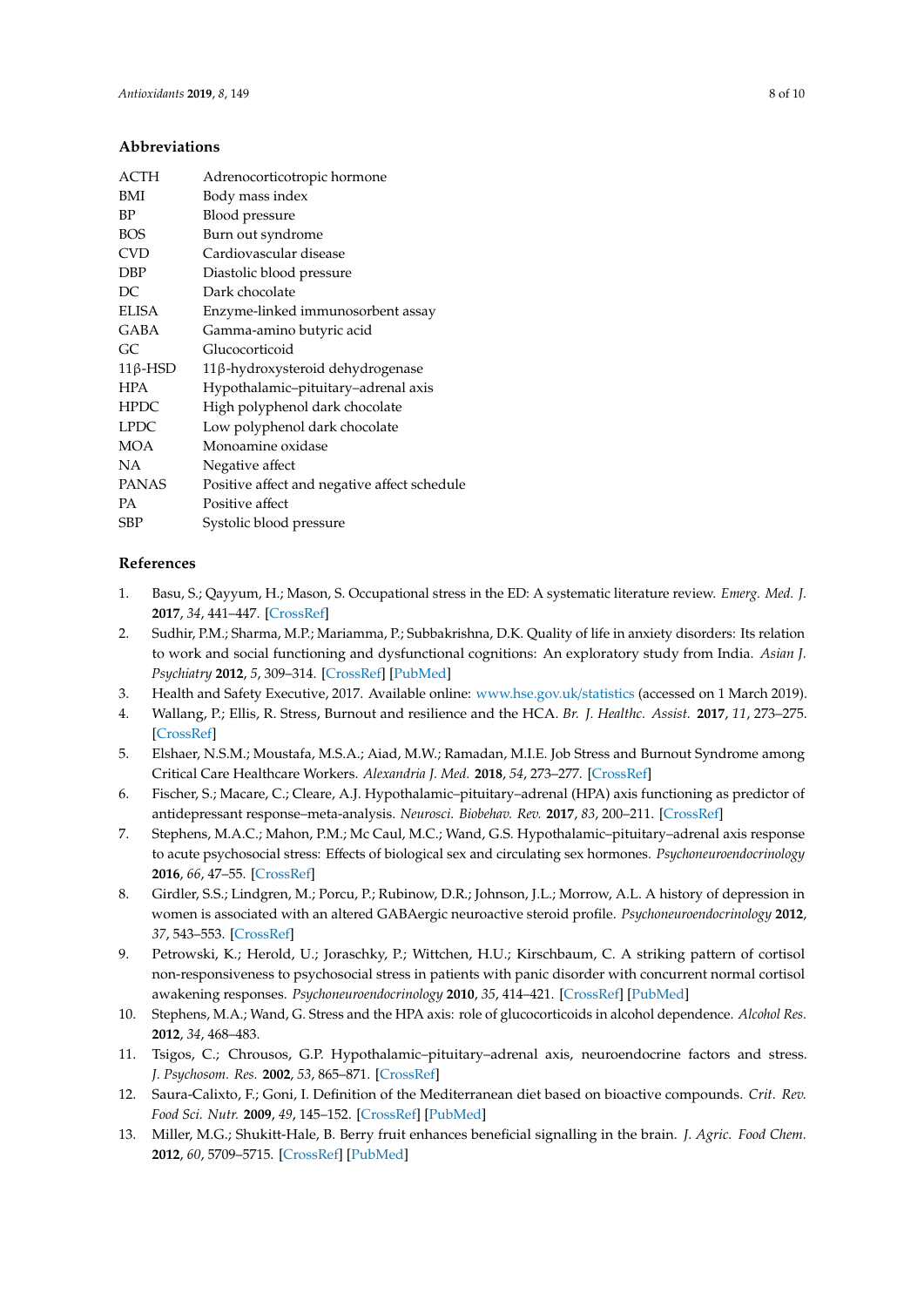## Abbreviations

| | |
|---|---|
| ACTH | Adrenocorticotropic hormone |
| BMI | Body mass index |
| BP | Blood pressure |
| BOS | Burn out syndrome |
| CVD | Cardiovascular disease |
| DBP | Diastolic blood pressure |
| DC | Dark chocolate |
| ELISA | Enzyme-linked immunosorbent assay |
| GABA | Gamma-amino butyric acid |
| GC | Glucocorticoid |
| 11β-HSD | 11β-hydroxysteroid dehydrogenase |
| HPA | Hypothalamic–pituitary–adrenal axis |
| HPDC | High polyphenol dark chocolate |
| LPDC | Low polyphenol dark chocolate |
| MOA | Monoamine oxidase |
| NA | Negative affect |
| PANAS | Positive affect and negative affect schedule |
| PA | Positive affect |
| SBP | Systolic blood pressure |

## References

1. Basu, S.; Qayyum, H.; Mason, S. Occupational stress in the ED: A systematic literature review. *Emerg. Med. J.* **2017**, *34*, 441–447. [CrossRef]
2. Sudhir, P.M.; Sharma, M.P.; Mariamma, P.; Subbakrishna, D.K. Quality of life in anxiety disorders: Its relation to work and social functioning and dysfunctional cognitions: An exploratory study from India. *Asian J. Psychiatry* **2012**, *5*, 309–314. [CrossRef] [PubMed]
3. Health and Safety Executive, 2017. Available online: www.hse.gov.uk/statistics (accessed on 1 March 2019).
4. Wallang, P.; Ellis, R. Stress, Burnout and resilience and the HCA. *Br. J. Healthc. Assist.* **2017**, *11*, 273–275. [CrossRef]
5. Elshaer, N.S.M.; Moustafa, M.S.A.; Aiad, M.W.; Ramadan, M.I.E. Job Stress and Burnout Syndrome among Critical Care Healthcare Workers. *Alexandria J. Med.* **2018**, *54*, 273–277. [CrossRef]
6. Fischer, S.; Macare, C.; Cleare, A.J. Hypothalamic–pituitary–adrenal (HPA) axis functioning as predictor of antidepressant response–meta-analysis. *Neurosci. Biobehav. Rev.* **2017**, *83*, 200–211. [CrossRef]
7. Stephens, M.A.C.; Mahon, P.M.; Mc Caul, M.C.; Wand, G.S. Hypothalamic–pituitary–adrenal axis response to acute psychosocial stress: Effects of biological sex and circulating sex hormones. *Psychoneuroendocrinology* **2016**, *66*, 47–55. [CrossRef]
8. Girdler, S.S.; Lindgren, M.; Porcu, P.; Rubinow, D.R.; Johnson, J.L.; Morrow, A.L. A history of depression in women is associated with an altered GABAergic neuroactive steroid profile. *Psychoneuroendocrinology* **2012**, *37*, 543–553. [CrossRef]
9. Petrowski, K.; Herold, U.; Joraschky, P.; Wittchen, H.U.; Kirschbaum, C. A striking pattern of cortisol non-responsiveness to psychosocial stress in patients with panic disorder with concurrent normal cortisol awakening responses. *Psychoneuroendocrinology* **2010**, *35*, 414–421. [CrossRef] [PubMed]
10. Stephens, M.A.; Wand, G. Stress and the HPA axis: role of glucocorticoids in alcohol dependence. *Alcohol Res.* **2012**, *34*, 468–483.
11. Tsigos, C.; Chrousos, G.P. Hypothalamic–pituitary–adrenal axis, neuroendocrine factors and stress. *J. Psychosom. Res.* **2002**, *53*, 865–871. [CrossRef]
12. Saura-Calixto, F.; Goni, I. Definition of the Mediterranean diet based on bioactive compounds. *Crit. Rev. Food Sci. Nutr.* **2009**, *49*, 145–152. [CrossRef] [PubMed]
13. Miller, M.G.; Shukitt-Hale, B. Berry fruit enhances beneficial signalling in the brain. *J. Agric. Food Chem.* **2012**, *60*, 5709–5715. [CrossRef] [PubMed]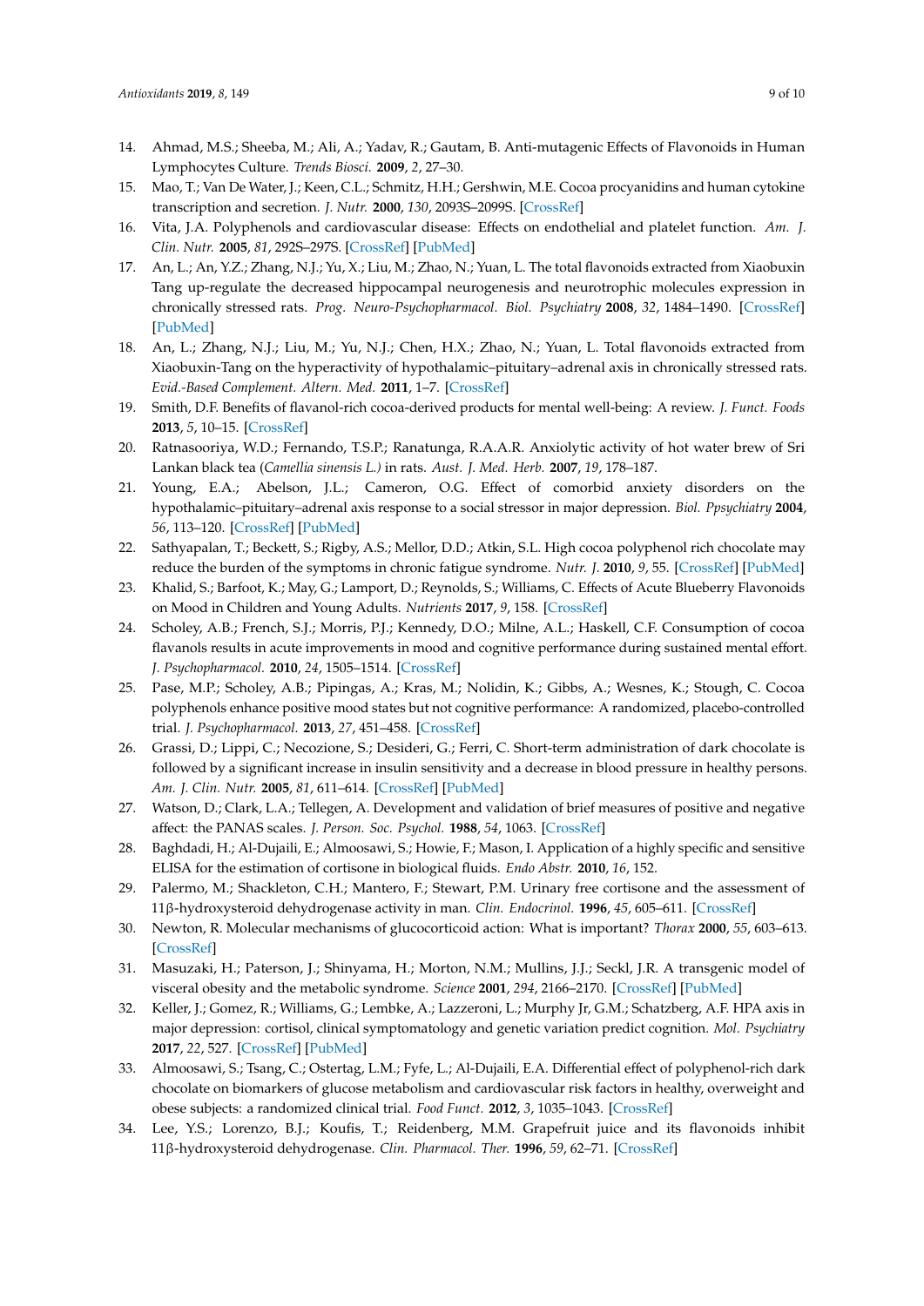14. Ahmad, M.S.; Sheeba, M.; Ali, A.; Yadav, R.; Gautam, B. Anti-mutagenic Effects of Flavonoids in Human Lymphocytes Culture. *Trends Biosci.* **2009**, *2*, 27–30.
15. Mao, T.; Van De Water, J.; Keen, C.L.; Schmitz, H.H.; Gershwin, M.E. Cocoa procyanidins and human cytokine transcription and secretion. *J. Nutr.* **2000**, *130*, 2093S–2099S. [CrossRef]
16. Vita, J.A. Polyphenols and cardiovascular disease: Effects on endothelial and platelet function. *Am. J. Clin. Nutr.* **2005**, *81*, 292S–297S. [CrossRef] [PubMed]
17. An, L.; An, Y.Z.; Zhang, N.J.; Yu, X.; Liu, M.; Zhao, N.; Yuan, L. The total flavonoids extracted from Xiaobuxin Tang up-regulate the decreased hippocampal neurogenesis and neurotrophic molecules expression in chronically stressed rats. *Prog. Neuro-Psychopharmacol. Biol. Psychiatry* **2008**, *32*, 1484–1490. [CrossRef] [PubMed]
18. An, L.; Zhang, N.J.; Liu, M.; Yu, N.J.; Chen, H.X.; Zhao, N.; Yuan, L. Total flavonoids extracted from Xiaobuxin-Tang on the hyperactivity of hypothalamic–pituitary–adrenal axis in chronically stressed rats. *Evid.-Based Complement. Altern. Med.* **2011**, 1–7. [CrossRef]
19. Smith, D.F. Benefits of flavanol-rich cocoa-derived products for mental well-being: A review. *J. Funct. Foods* **2013**, *5*, 10–15. [CrossRef]
20. Ratnasooriya, W.D.; Fernando, T.S.P.; Ranatunga, R.A.A.R. Anxiolytic activity of hot water brew of Sri Lankan black tea (*Camellia sinensis L.)* in rats. *Aust. J. Med. Herb.* **2007**, *19*, 178–187.
21. Young, E.A.; Abelson, J.L.; Cameron, O.G. Effect of comorbid anxiety disorders on the hypothalamic–pituitary–adrenal axis response to a social stressor in major depression. *Biol. Ppsychiatry* **2004**, *56*, 113–120. [CrossRef] [PubMed]
22. Sathyapalan, T.; Beckett, S.; Rigby, A.S.; Mellor, D.D.; Atkin, S.L. High cocoa polyphenol rich chocolate may reduce the burden of the symptoms in chronic fatigue syndrome. *Nutr. J.* **2010**, *9*, 55. [CrossRef] [PubMed]
23. Khalid, S.; Barfoot, K.; May, G.; Lamport, D.; Reynolds, S.; Williams, C. Effects of Acute Blueberry Flavonoids on Mood in Children and Young Adults. *Nutrients* **2017**, *9*, 158. [CrossRef]
24. Scholey, A.B.; French, S.J.; Morris, P.J.; Kennedy, D.O.; Milne, A.L.; Haskell, C.F. Consumption of cocoa flavanols results in acute improvements in mood and cognitive performance during sustained mental effort. *J. Psychopharmacol.* **2010**, *24*, 1505–1514. [CrossRef]
25. Pase, M.P.; Scholey, A.B.; Pipingas, A.; Kras, M.; Nolidin, K.; Gibbs, A.; Wesnes, K.; Stough, C. Cocoa polyphenols enhance positive mood states but not cognitive performance: A randomized, placebo-controlled trial. *J. Psychopharmacol.* **2013**, *27*, 451–458. [CrossRef]
26. Grassi, D.; Lippi, C.; Necozione, S.; Desideri, G.; Ferri, C. Short-term administration of dark chocolate is followed by a significant increase in insulin sensitivity and a decrease in blood pressure in healthy persons. *Am. J. Clin. Nutr.* **2005**, *81*, 611–614. [CrossRef] [PubMed]
27. Watson, D.; Clark, L.A.; Tellegen, A. Development and validation of brief measures of positive and negative affect: the PANAS scales. *J. Person. Soc. Psychol.* **1988**, *54*, 1063. [CrossRef]
28. Baghdadi, H.; Al-Dujaili, E.; Almoosawi, S.; Howie, F.; Mason, I. Application of a highly specific and sensitive ELISA for the estimation of cortisone in biological fluids. *Endo Abstr.* **2010**, *16*, 152.
29. Palermo, M.; Shackleton, C.H.; Mantero, F.; Stewart, P.M. Urinary free cortisone and the assessment of 11β-hydroxysteroid dehydrogenase activity in man. *Clin. Endocrinol.* **1996**, *45*, 605–611. [CrossRef]
30. Newton, R. Molecular mechanisms of glucocorticoid action: What is important? *Thorax* **2000**, *55*, 603–613. [CrossRef]
31. Masuzaki, H.; Paterson, J.; Shinyama, H.; Morton, N.M.; Mullins, J.J.; Seckl, J.R. A transgenic model of visceral obesity and the metabolic syndrome. *Science* **2001**, *294*, 2166–2170. [CrossRef] [PubMed]
32. Keller, J.; Gomez, R.; Williams, G.; Lembke, A.; Lazzeroni, L.; Murphy Jr, G.M.; Schatzberg, A.F. HPA axis in major depression: cortisol, clinical symptomatology and genetic variation predict cognition. *Mol. Psychiatry* **2017**, *22*, 527. [CrossRef] [PubMed]
33. Almoosawi, S.; Tsang, C.; Ostertag, L.M.; Fyfe, L.; Al-Dujaili, E.A. Differential effect of polyphenol-rich dark chocolate on biomarkers of glucose metabolism and cardiovascular risk factors in healthy, overweight and obese subjects: a randomized clinical trial. *Food Funct.* **2012**, *3*, 1035–1043. [CrossRef]
34. Lee, Y.S.; Lorenzo, B.J.; Koufis, T.; Reidenberg, M.M. Grapefruit juice and its flavonoids inhibit 11β-hydroxysteroid dehydrogenase. *Clin. Pharmacol. Ther.* **1996**, *59*, 62–71. [CrossRef]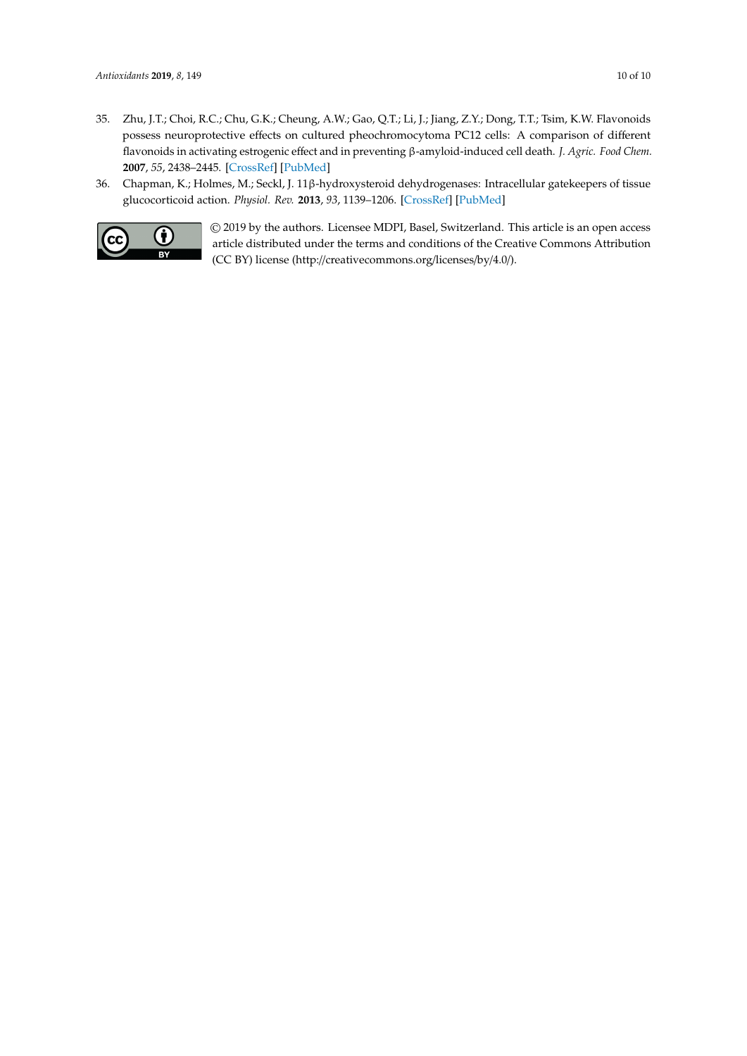35. Zhu, J.T.; Choi, R.C.; Chu, G.K.; Cheung, A.W.; Gao, Q.T.; Li, J.; Jiang, Z.Y.; Dong, T.T.; Tsim, K.W. Flavonoids possess neuroprotective effects on cultured pheochromocytoma PC12 cells: A comparison of different flavonoids in activating estrogenic effect and in preventing β-amyloid-induced cell death. *J. Agric. Food Chem.* **2007**, *55*, 2438–2445. [CrossRef] [PubMed]
36. Chapman, K.; Holmes, M.; Seckl, J. 11β-hydroxysteroid dehydrogenases: Intracellular gatekeepers of tissue glucocorticoid action. *Physiol. Rev.* **2013**, *93*, 1139–1206. [CrossRef] [PubMed]

© 2019 by the authors. Licensee MDPI, Basel, Switzerland. This article is an open access article distributed under the terms and conditions of the Creative Commons Attribution (CC BY) license (http://creativecommons.org/licenses/by/4.0/).